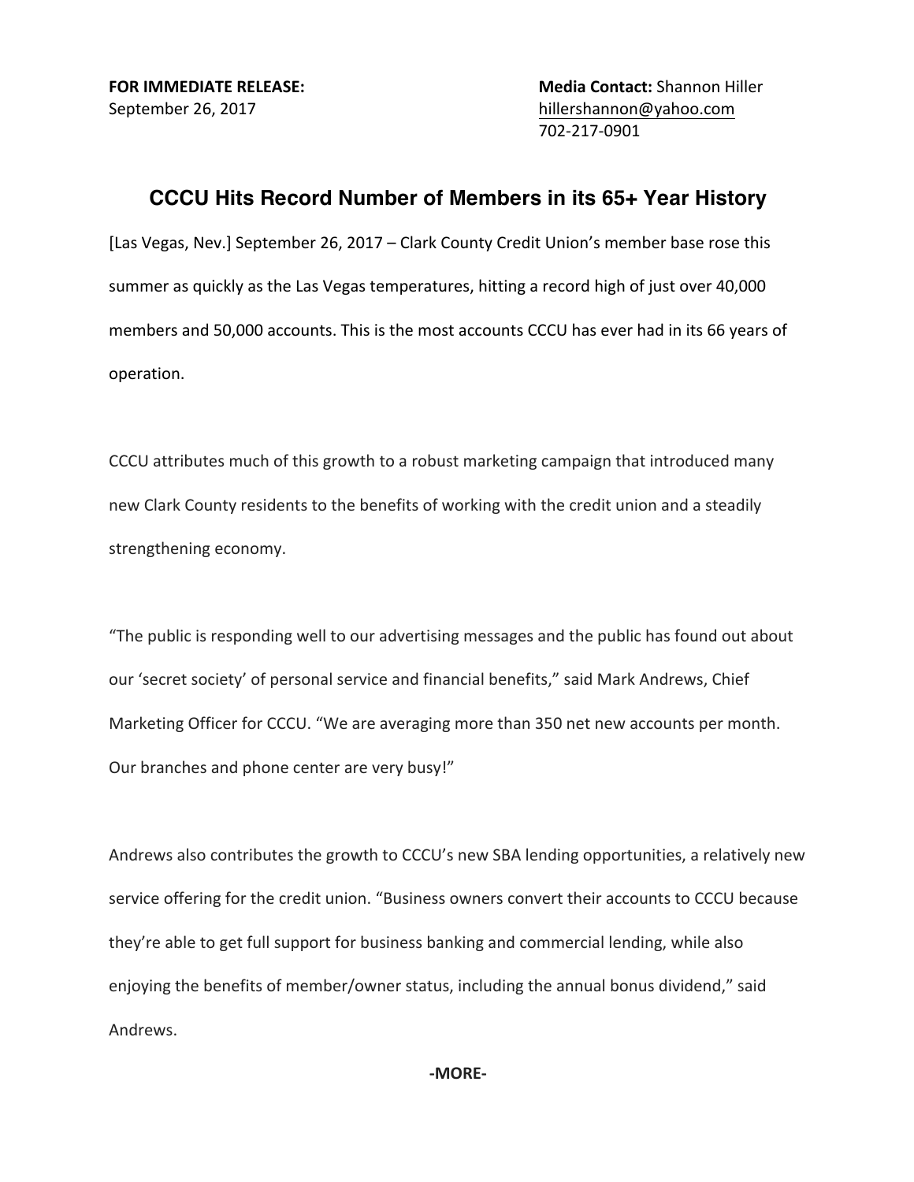**FOR IMMEDIATE RELEASE:**
September 26, 2017

**Media Contact:** Shannon Hiller
hillershannon@yahoo.com
702-217-0901

## CCCU Hits Record Number of Members in its 65+ Year History

[Las Vegas, Nev.] September 26, 2017 – Clark County Credit Union's member base rose this summer as quickly as the Las Vegas temperatures, hitting a record high of just over 40,000 members and 50,000 accounts. This is the most accounts CCCU has ever had in its 66 years of operation.

CCCU attributes much of this growth to a robust marketing campaign that introduced many new Clark County residents to the benefits of working with the credit union and a steadily strengthening economy.

"The public is responding well to our advertising messages and the public has found out about our 'secret society' of personal service and financial benefits," said Mark Andrews, Chief Marketing Officer for CCCU. "We are averaging more than 350 net new accounts per month. Our branches and phone center are very busy!"

Andrews also contributes the growth to CCCU's new SBA lending opportunities, a relatively new service offering for the credit union. "Business owners convert their accounts to CCCU because they're able to get full support for business banking and commercial lending, while also enjoying the benefits of member/owner status, including the annual bonus dividend," said Andrews.

**-MORE-**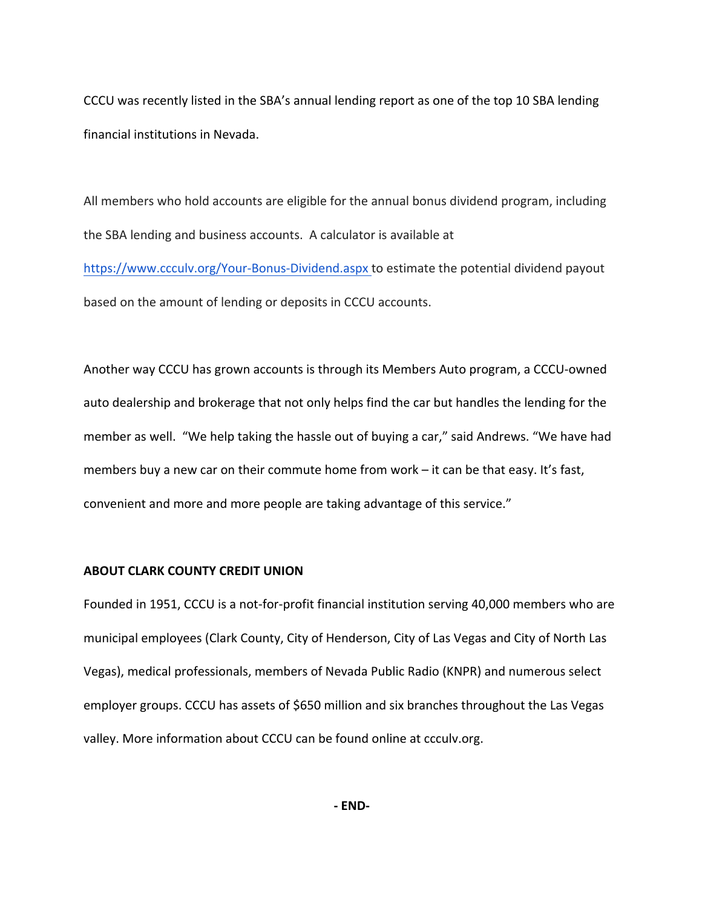CCCU was recently listed in the SBA's annual lending report as one of the top 10 SBA lending financial institutions in Nevada.

All members who hold accounts are eligible for the annual bonus dividend program, including the SBA lending and business accounts. A calculator is available at https://www.ccculv.org/Your-Bonus-Dividend.aspx to estimate the potential dividend payout based on the amount of lending or deposits in CCCU accounts.

Another way CCCU has grown accounts is through its Members Auto program, a CCCU-owned auto dealership and brokerage that not only helps find the car but handles the lending for the member as well. "We help taking the hassle out of buying a car," said Andrews. "We have had members buy a new car on their commute home from work – it can be that easy. It's fast, convenient and more and more people are taking advantage of this service."

**ABOUT CLARK COUNTY CREDIT UNION**

Founded in 1951, CCCU is a not-for-profit financial institution serving 40,000 members who are municipal employees (Clark County, City of Henderson, City of Las Vegas and City of North Las Vegas), medical professionals, members of Nevada Public Radio (KNPR) and numerous select employer groups. CCCU has assets of $650 million and six branches throughout the Las Vegas valley. More information about CCCU can be found online at ccculv.org.

**- END-**